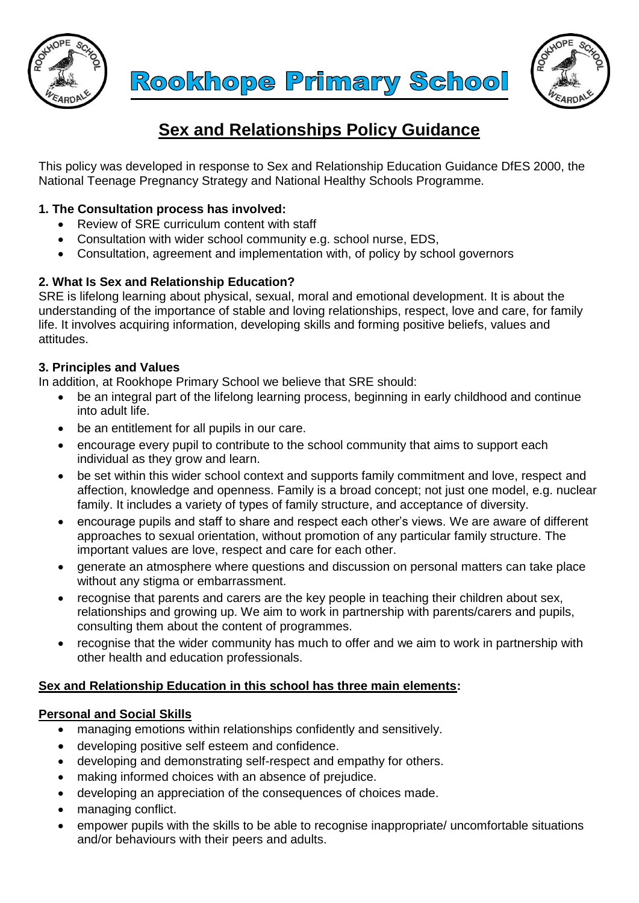# Rookhope Primary School

## Sex and Relationships Policy Guidance

This policy was developed in response to Sex and Relationship Education Guidance DfES 2000, the National Teenage Pregnancy Strategy and National Healthy Schools Programme.

### 1. The Consultation process has involved:

- Review of SRE curriculum content with staff
- Consultation with wider school community e.g. school nurse, EDS,
- Consultation, agreement and implementation with, of policy by school governors

### 2. What Is Sex and Relationship Education?

SRE is lifelong learning about physical, sexual, moral and emotional development. It is about the understanding of the importance of stable and loving relationships, respect, love and care, for family life. It involves acquiring information, developing skills and forming positive beliefs, values and attitudes.

### 3. Principles and Values

In addition, at Rookhope Primary School we believe that SRE should:

- be an integral part of the lifelong learning process, beginning in early childhood and continue into adult life.
- be an entitlement for all pupils in our care.
- encourage every pupil to contribute to the school community that aims to support each individual as they grow and learn.
- be set within this wider school context and supports family commitment and love, respect and affection, knowledge and openness. Family is a broad concept; not just one model, e.g. nuclear family. It includes a variety of types of family structure, and acceptance of diversity.
- encourage pupils and staff to share and respect each other's views. We are aware of different approaches to sexual orientation, without promotion of any particular family structure. The important values are love, respect and care for each other.
- generate an atmosphere where questions and discussion on personal matters can take place without any stigma or embarrassment.
- recognise that parents and carers are the key people in teaching their children about sex, relationships and growing up. We aim to work in partnership with parents/carers and pupils, consulting them about the content of programmes.
- recognise that the wider community has much to offer and we aim to work in partnership with other health and education professionals.

### Sex and Relationship Education in this school has three main elements:

#### Personal and Social Skills

- managing emotions within relationships confidently and sensitively.
- developing positive self esteem and confidence.
- developing and demonstrating self-respect and empathy for others.
- making informed choices with an absence of prejudice.
- developing an appreciation of the consequences of choices made.
- managing conflict.
- empower pupils with the skills to be able to recognise inappropriate/ uncomfortable situations and/or behaviours with their peers and adults.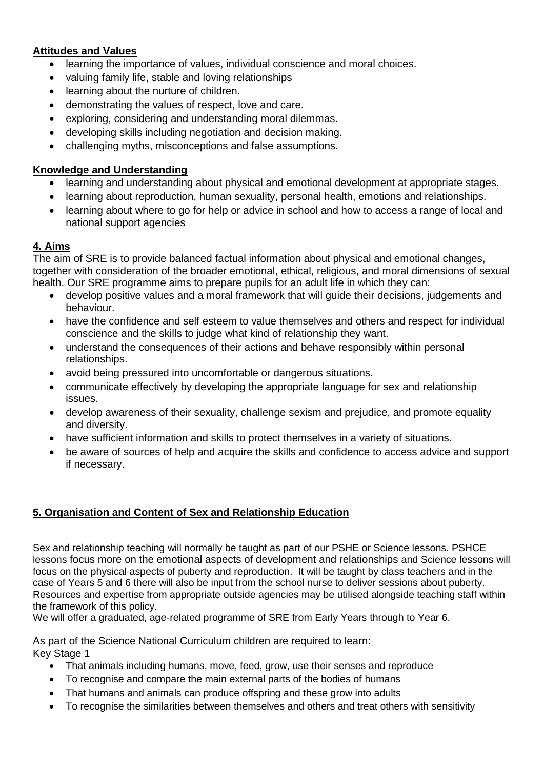**Attitudes and Values**

- learning the importance of values, individual conscience and moral choices.
- valuing family life, stable and loving relationships
- learning about the nurture of children.
- demonstrating the values of respect, love and care.
- exploring, considering and understanding moral dilemmas.
- developing skills including negotiation and decision making.
- challenging myths, misconceptions and false assumptions.

**Knowledge and Understanding**

- learning and understanding about physical and emotional development at appropriate stages.
- learning about reproduction, human sexuality, personal health, emotions and relationships.
- learning about where to go for help or advice in school and how to access a range of local and national support agencies

## 4. Aims

The aim of SRE is to provide balanced factual information about physical and emotional changes, together with consideration of the broader emotional, ethical, religious, and moral dimensions of sexual health. Our SRE programme aims to prepare pupils for an adult life in which they can:

- develop positive values and a moral framework that will guide their decisions, judgements and behaviour.
- have the confidence and self esteem to value themselves and others and respect for individual conscience and the skills to judge what kind of relationship they want.
- understand the consequences of their actions and behave responsibly within personal relationships.
- avoid being pressured into uncomfortable or dangerous situations.
- communicate effectively by developing the appropriate language for sex and relationship issues.
- develop awareness of their sexuality, challenge sexism and prejudice, and promote equality and diversity.
- have sufficient information and skills to protect themselves in a variety of situations.
- be aware of sources of help and acquire the skills and confidence to access advice and support if necessary.

## 5. Organisation and Content of Sex and Relationship Education

Sex and relationship teaching will normally be taught as part of our PSHE or Science lessons. PSHCE lessons focus more on the emotional aspects of development and relationships and Science lessons will focus on the physical aspects of puberty and reproduction. It will be taught by class teachers and in the case of Years 5 and 6 there will also be input from the school nurse to deliver sessions about puberty. Resources and expertise from appropriate outside agencies may be utilised alongside teaching staff within the framework of this policy.

We will offer a graduated, age-related programme of SRE from Early Years through to Year 6.

As part of the Science National Curriculum children are required to learn:

Key Stage 1

- That animals including humans, move, feed, grow, use their senses and reproduce
- To recognise and compare the main external parts of the bodies of humans
- That humans and animals can produce offspring and these grow into adults
- To recognise the similarities between themselves and others and treat others with sensitivity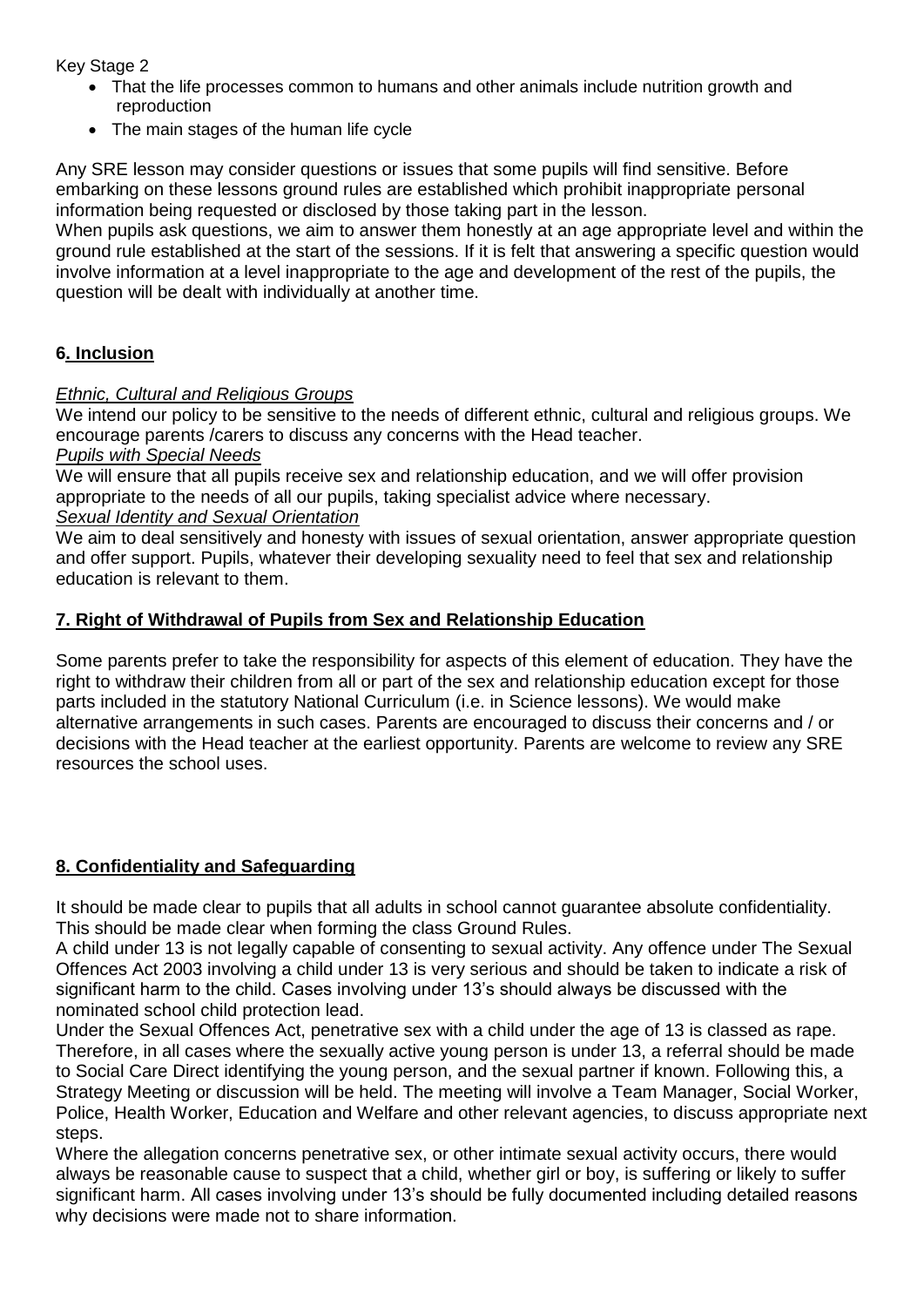Key Stage 2

- That the life processes common to humans and other animals include nutrition growth and reproduction
- The main stages of the human life cycle

Any SRE lesson may consider questions or issues that some pupils will find sensitive. Before embarking on these lessons ground rules are established which prohibit inappropriate personal information being requested or disclosed by those taking part in the lesson.

When pupils ask questions, we aim to answer them honestly at an age appropriate level and within the ground rule established at the start of the sessions. If it is felt that answering a specific question would involve information at a level inappropriate to the age and development of the rest of the pupils, the question will be dealt with individually at another time.

## **6. Inclusion**

*Ethnic, Cultural and Religious Groups*

We intend our policy to be sensitive to the needs of different ethnic, cultural and religious groups. We encourage parents /carers to discuss any concerns with the Head teacher.

*Pupils with Special Needs*

We will ensure that all pupils receive sex and relationship education, and we will offer provision appropriate to the needs of all our pupils, taking specialist advice where necessary.

*Sexual Identity and Sexual Orientation*

We aim to deal sensitively and honesty with issues of sexual orientation, answer appropriate question and offer support. Pupils, whatever their developing sexuality need to feel that sex and relationship education is relevant to them.

## **7. Right of Withdrawal of Pupils from Sex and Relationship Education**

Some parents prefer to take the responsibility for aspects of this element of education. They have the right to withdraw their children from all or part of the sex and relationship education except for those parts included in the statutory National Curriculum (i.e. in Science lessons). We would make alternative arrangements in such cases. Parents are encouraged to discuss their concerns and / or decisions with the Head teacher at the earliest opportunity. Parents are welcome to review any SRE resources the school uses.

## **8. Confidentiality and Safeguarding**

It should be made clear to pupils that all adults in school cannot guarantee absolute confidentiality. This should be made clear when forming the class Ground Rules.

A child under 13 is not legally capable of consenting to sexual activity. Any offence under The Sexual Offences Act 2003 involving a child under 13 is very serious and should be taken to indicate a risk of significant harm to the child. Cases involving under 13's should always be discussed with the nominated school child protection lead.

Under the Sexual Offences Act, penetrative sex with a child under the age of 13 is classed as rape. Therefore, in all cases where the sexually active young person is under 13, a referral should be made to Social Care Direct identifying the young person, and the sexual partner if known. Following this, a Strategy Meeting or discussion will be held. The meeting will involve a Team Manager, Social Worker, Police, Health Worker, Education and Welfare and other relevant agencies, to discuss appropriate next steps.

Where the allegation concerns penetrative sex, or other intimate sexual activity occurs, there would always be reasonable cause to suspect that a child, whether girl or boy, is suffering or likely to suffer significant harm. All cases involving under 13's should be fully documented including detailed reasons why decisions were made not to share information.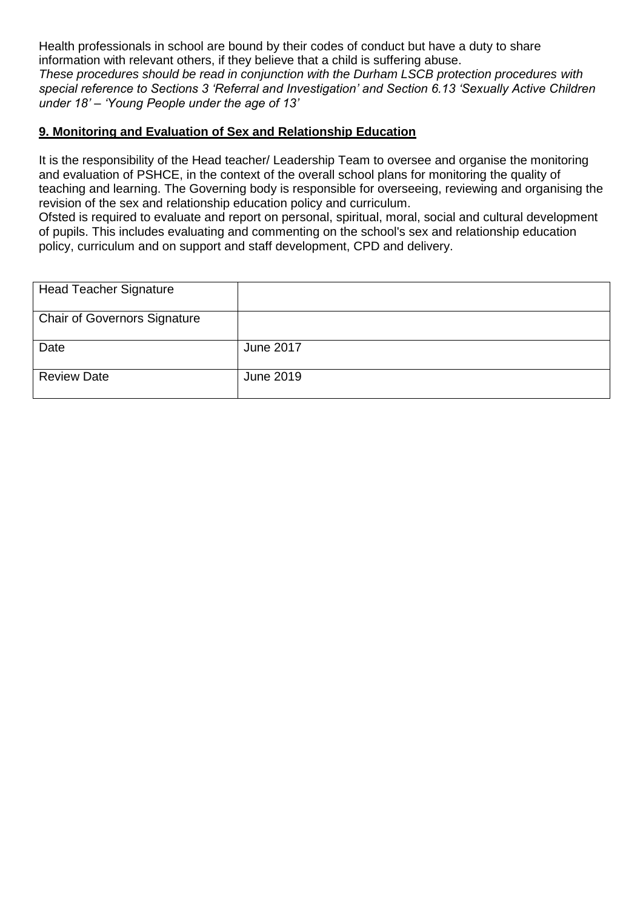Health professionals in school are bound by their codes of conduct but have a duty to share information with relevant others, if they believe that a child is suffering abuse.
*These procedures should be read in conjunction with the Durham LSCB protection procedures with special reference to Sections 3 'Referral and Investigation' and Section 6.13 'Sexually Active Children under 18' – 'Young People under the age of 13'*

## 9. Monitoring and Evaluation of Sex and Relationship Education

It is the responsibility of the Head teacher/ Leadership Team to oversee and organise the monitoring and evaluation of PSHCE, in the context of the overall school plans for monitoring the quality of teaching and learning. The Governing body is responsible for overseeing, reviewing and organising the revision of the sex and relationship education policy and curriculum.
Ofsted is required to evaluate and report on personal, spiritual, moral, social and cultural development of pupils. This includes evaluating and commenting on the school's sex and relationship education policy, curriculum and on support and staff development, CPD and delivery.

| | |
|---|---|
| Head Teacher Signature | |
| Chair of Governors Signature | |
| Date | June 2017 |
| Review Date | June 2019 |